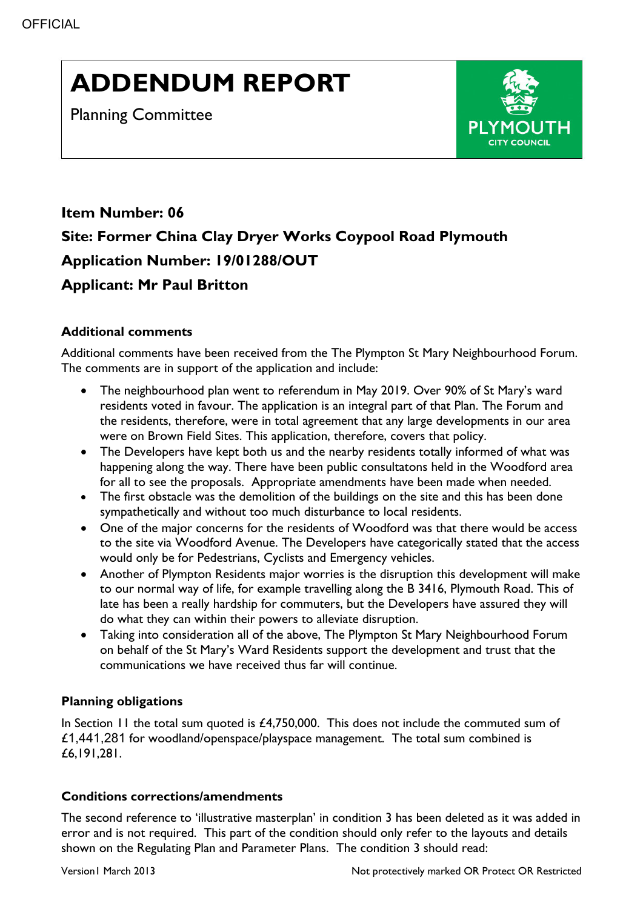# ADDENDUM REPORT

Planning Committee

## Item Number: 06

## Site: Former China Clay Dryer Works Coypool Road Plymouth

## Application Number: 19/01288/OUT

## Applicant: Mr Paul Britton

### Additional comments

Additional comments have been received from the The Plympton St Mary Neighbourhood Forum. The comments are in support of the application and include:

- The neighbourhood plan went to referendum in May 2019. Over 90% of St Mary's ward residents voted in favour. The application is an integral part of that Plan. The Forum and the residents, therefore, were in total agreement that any large developments in our area were on Brown Field Sites. This application, therefore, covers that policy.
- The Developers have kept both us and the nearby residents totally informed of what was happening along the way. There have been public consultatons held in the Woodford area for all to see the proposals. Appropriate amendments have been made when needed.
- The first obstacle was the demolition of the buildings on the site and this has been done sympathetically and without too much disturbance to local residents.
- One of the major concerns for the residents of Woodford was that there would be access to the site via Woodford Avenue. The Developers have categorically stated that the access would only be for Pedestrians, Cyclists and Emergency vehicles.
- Another of Plympton Residents major worries is the disruption this development will make to our normal way of life, for example travelling along the B 3416, Plymouth Road. This of late has been a really hardship for commuters, but the Developers have assured they will do what they can within their powers to alleviate disruption.
- Taking into consideration all of the above, The Plympton St Mary Neighbourhood Forum on behalf of the St Mary's Ward Residents support the development and trust that the communications we have received thus far will continue.

### Planning obligations

In Section 11 the total sum quoted is £4,750,000. This does not include the commuted sum of £1,441,281 for woodland/openspace/playspace management. The total sum combined is £6,191,281.

### Conditions corrections/amendments

The second reference to 'illustrative masterplan' in condition 3 has been deleted as it was added in error and is not required. This part of the condition should only refer to the layouts and details shown on the Regulating Plan and Parameter Plans. The condition 3 should read: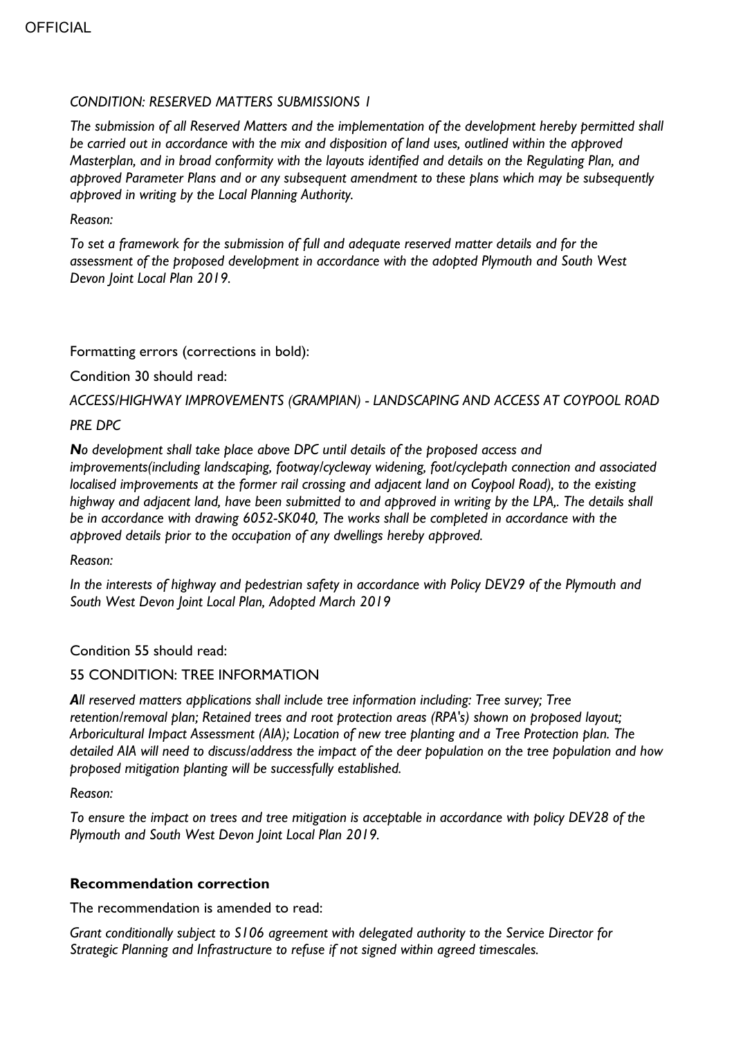*CONDITION: RESERVED MATTERS SUBMISSIONS 1*

*The submission of all Reserved Matters and the implementation of the development hereby permitted shall be carried out in accordance with the mix and disposition of land uses, outlined within the approved Masterplan, and in broad conformity with the layouts identified and details on the Regulating Plan, and approved Parameter Plans and or any subsequent amendment to these plans which may be subsequently approved in writing by the Local Planning Authority.*

*Reason:*

*To set a framework for the submission of full and adequate reserved matter details and for the assessment of the proposed development in accordance with the adopted Plymouth and South West Devon Joint Local Plan 2019.*

Formatting errors (corrections in bold):

Condition 30 should read:

*ACCESS/HIGHWAY IMPROVEMENTS (GRAMPIAN) - LANDSCAPING AND ACCESS AT COYPOOL ROAD*

*PRE DPC*

***N**o development shall take place above DPC until details of the proposed access and improvements(including landscaping, footway/cycleway widening, foot/cyclepath connection and associated localised improvements at the former rail crossing and adjacent land on Coypool Road), to the existing highway and adjacent land, have been submitted to and approved in writing by the LPA,. The details shall be in accordance with drawing 6052-SK040, The works shall be completed in accordance with the approved details prior to the occupation of any dwellings hereby approved.*

*Reason:*

*In the interests of highway and pedestrian safety in accordance with Policy DEV29 of the Plymouth and South West Devon Joint Local Plan, Adopted March 2019*

Condition 55 should read:

55 CONDITION: TREE INFORMATION

***A**ll reserved matters applications shall include tree information including: Tree survey; Tree retention/removal plan; Retained trees and root protection areas (RPA's) shown on proposed layout; Arboricultural Impact Assessment (AIA); Location of new tree planting and a Tree Protection plan. The detailed AIA will need to discuss/address the impact of the deer population on the tree population and how proposed mitigation planting will be successfully established.*

*Reason:*

*To ensure the impact on trees and tree mitigation is acceptable in accordance with policy DEV28 of the Plymouth and South West Devon Joint Local Plan 2019.*

**Recommendation correction**

The recommendation is amended to read:

*Grant conditionally subject to S106 agreement with delegated authority to the Service Director for Strategic Planning and Infrastructure to refuse if not signed within agreed timescales.*